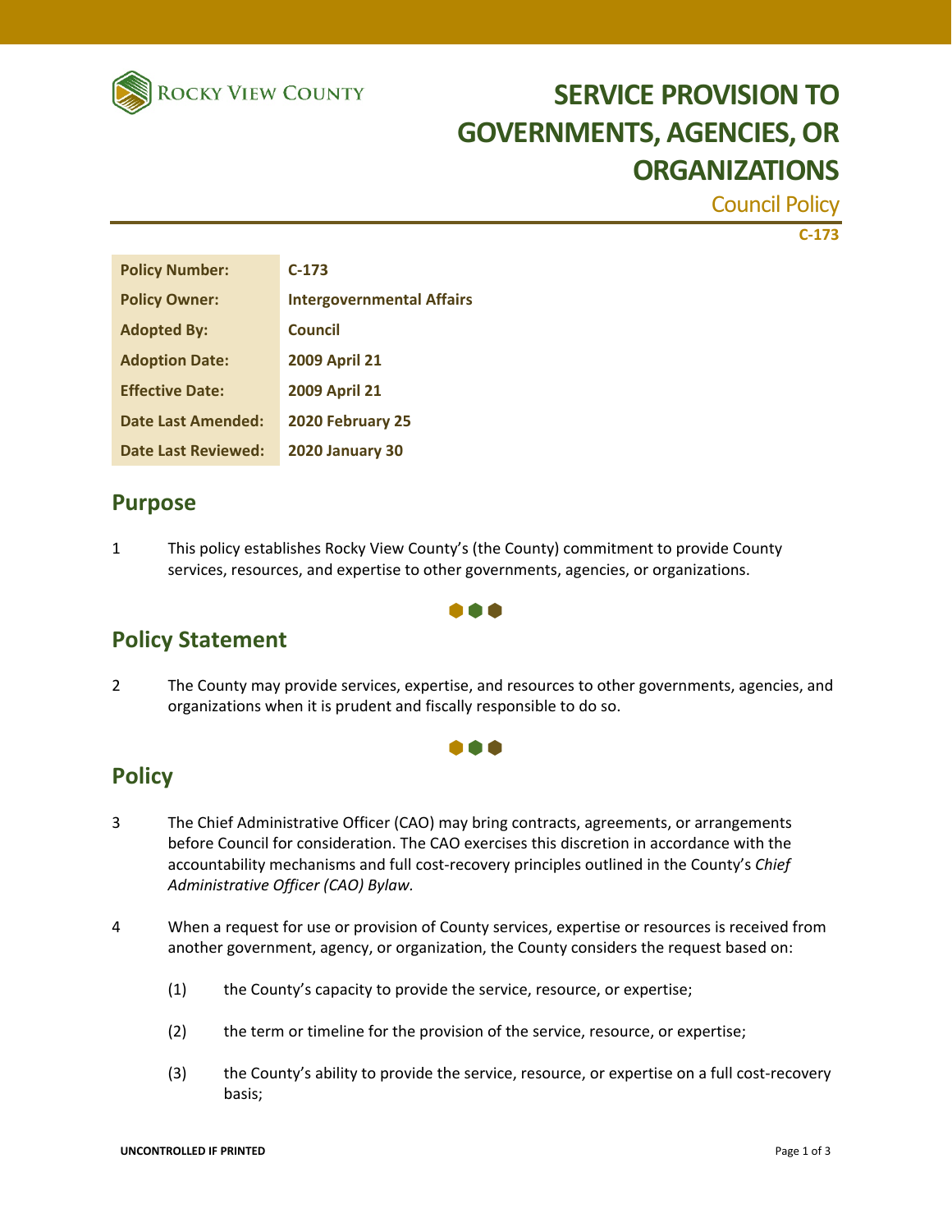Rocky View County

# SERVICE PROVISION TO GOVERNMENTS, AGENCIES, OR ORGANIZATIONS

Council Policy

C-173

| Policy Number: | C-173 |
| --- | --- |
| Policy Owner: | Intergovernmental Affairs |
| Adopted By: | Council |
| Adoption Date: | 2009 April 21 |
| Effective Date: | 2009 April 21 |
| Date Last Amended: | 2020 February 25 |
| Date Last Reviewed: | 2020 January 30 |

## Purpose

1 This policy establishes Rocky View County's (the County) commitment to provide County services, resources, and expertise to other governments, agencies, or organizations.

## Policy Statement

2 The County may provide services, expertise, and resources to other governments, agencies, and organizations when it is prudent and fiscally responsible to do so.

## Policy

3 The Chief Administrative Officer (CAO) may bring contracts, agreements, or arrangements before Council for consideration. The CAO exercises this discretion in accordance with the accountability mechanisms and full cost-recovery principles outlined in the County's *Chief Administrative Officer (CAO) Bylaw.*

4 When a request for use or provision of County services, expertise or resources is received from another government, agency, or organization, the County considers the request based on:

(1) the County's capacity to provide the service, resource, or expertise;

(2) the term or timeline for the provision of the service, resource, or expertise;

(3) the County's ability to provide the service, resource, or expertise on a full cost-recovery basis;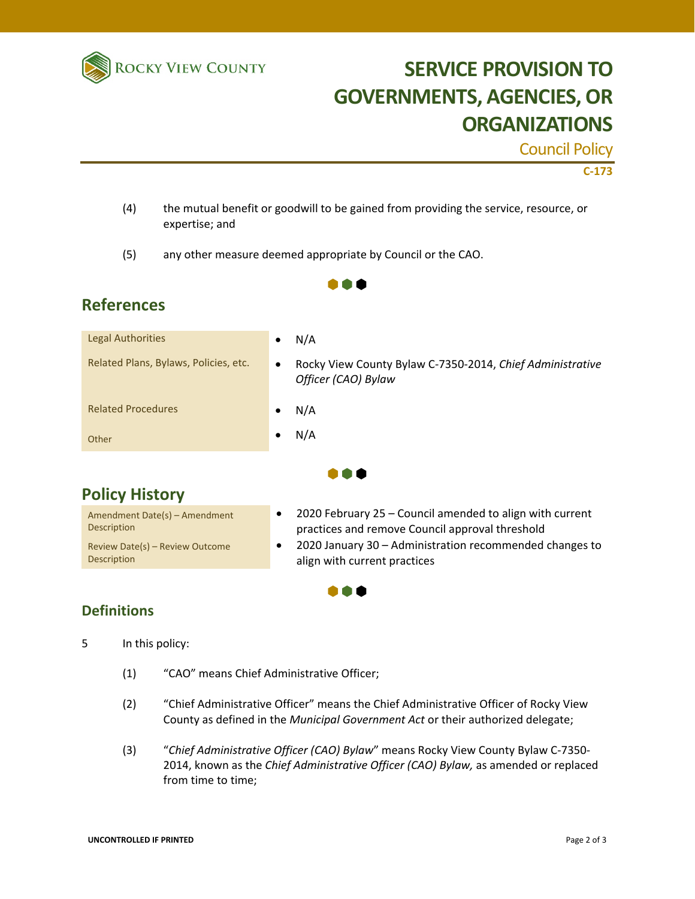(4) the mutual benefit or goodwill to be gained from providing the service, resource, or expertise; and

(5) any other measure deemed appropriate by Council or the CAO.

## References

| | |
|---|---|
| Legal Authorities | • N/A |
| Related Plans, Bylaws, Policies, etc. | • Rocky View County Bylaw C-7350-2014, *Chief Administrative Officer (CAO) Bylaw* |
| Related Procedures | • N/A |
| Other | • N/A |

## Policy History

| | |
|---|---|
| Amendment Date(s) – Amendment Description | • 2020 February 25 – Council amended to align with current practices and remove Council approval threshold |
| Review Date(s) – Review Outcome Description | • 2020 January 30 – Administration recommended changes to align with current practices |

## Definitions

5 In this policy:

(1) "CAO" means Chief Administrative Officer;

(2) "Chief Administrative Officer" means the Chief Administrative Officer of Rocky View County as defined in the *Municipal Government Act* or their authorized delegate;

(3) "*Chief Administrative Officer (CAO) Bylaw*" means Rocky View County Bylaw C-7350-2014, known as the *Chief Administrative Officer (CAO) Bylaw,* as amended or replaced from time to time;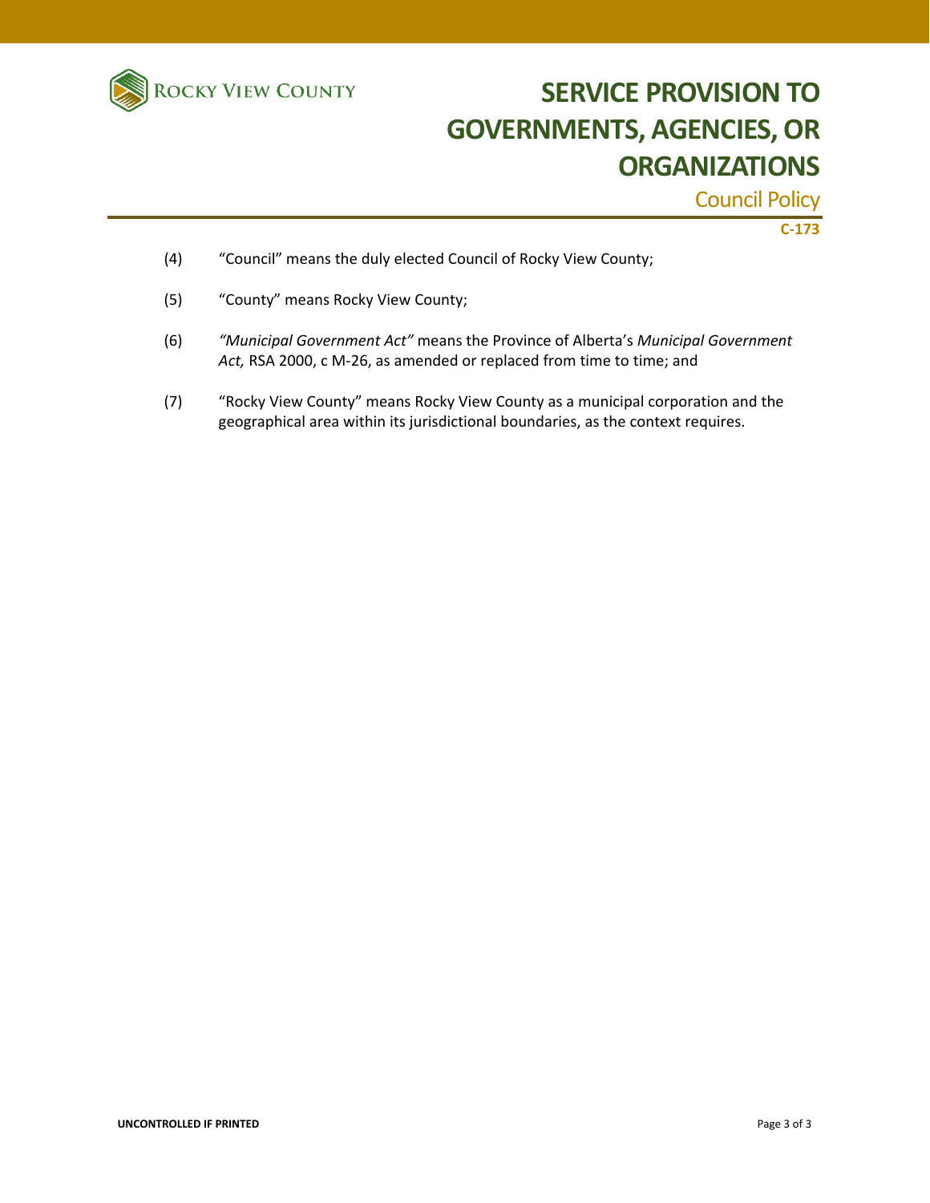(4) "Council" means the duly elected Council of Rocky View County;

(5) "County" means Rocky View County;

(6) *"Municipal Government Act"* means the Province of Alberta's *Municipal Government Act,* RSA 2000, c M-26, as amended or replaced from time to time; and

(7) "Rocky View County" means Rocky View County as a municipal corporation and the geographical area within its jurisdictional boundaries, as the context requires.